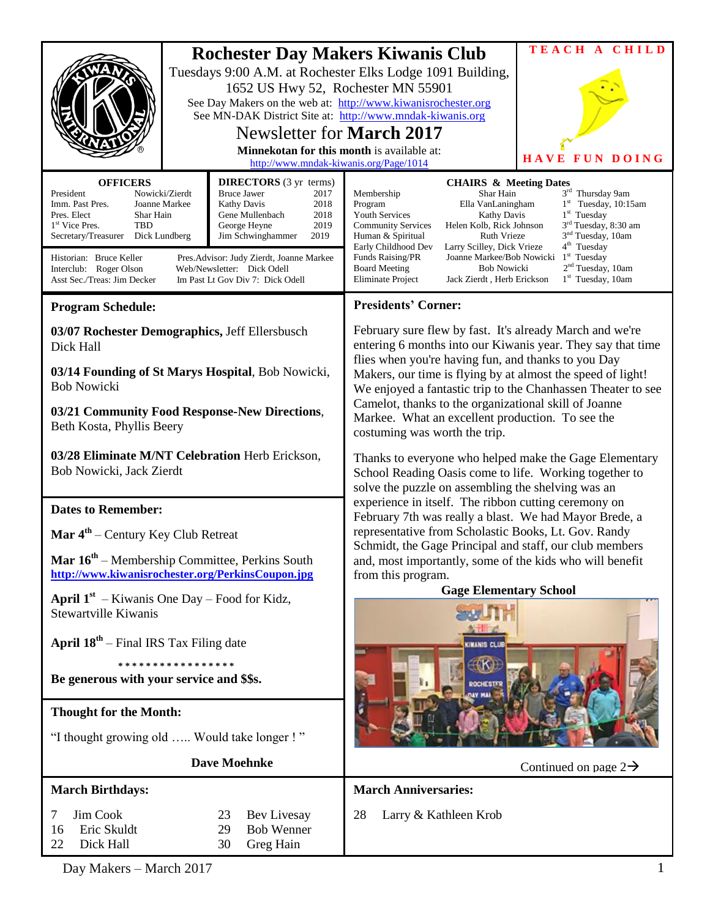# Rochester Day Makers Kiwanis Club

Tuesdays 9:00 A.M. at Rochester Elks Lodge 1091 Building, 1652 US Hwy 52, Rochester MN 55901

See Day Makers on the web at: http://www.kiwanisrochester.org

See MN-DAK District Site at: http://www.mndak-kiwanis.org

## Newsletter for March 2017

**Minnekotan for this month** is available at: http://www.mndak-kiwanis.org/Page/1014

TEACH A CHILD — HAVE FUN DOING

| **OFFICERS** | |
|---|---|
| President | Nowicki/Zierdt |
| Imm. Past Pres. | Joanne Markee |
| Pres. Elect | Shar Hain |
| 1st Vice Pres. | TBD |
| Secretary/Treasurer | Dick Lundberg |

| **DIRECTORS** (3 yr terms) | |
|---|---|
| Bruce Jawer | 2017 |
| Kathy Davis | 2018 |
| Gene Mullenbach | 2018 |
| George Heyne | 2019 |
| Jim Schwinghammer | 2019 |

Historian: Bruce Keller
Interclub: Roger Olson
Asst Sec./Treas: Jim Decker
Pres.Advisor: Judy Zierdt, Joanne Markee
Web/Newsletter: Dick Odell
Im Past Lt Gov Div 7: Dick Odell

| **CHAIRS & Meeting Dates** | | |
|---|---|---|
| Membership | Shar Hain | 3rd Thursday 9am |
| Program | Ella VanLaningham | 1st Tuesday, 10:15am |
| Youth Services | Kathy Davis | 1st Tuesday |
| Community Services | Helen Kolb, Rick Johnson | 3rd Tuesday, 8:30 am |
| Human & Spiritual | Ruth Vrieze | 3rd Tuesday, 10am |
| Early Childhood Dev | Larry Scilley, Dick Vrieze | 4th Tuesday |
| Funds Raising/PR | Joanne Markee/Bob Nowicki | 1st Tuesday |
| Board Meeting | Bob Nowicki | 2nd Tuesday, 10am |
| Eliminate Project | Jack Zierdt , Herb Erickson | 1st Tuesday, 10am |

## Program Schedule:

**03/07 Rochester Demographics,** Jeff Ellersbusch
Dick Hall

**03/14 Founding of St Marys Hospital**, Bob Nowicki,
Bob Nowicki

**03/21 Community Food Response-New Directions**,
Beth Kosta, Phyllis Beery

**03/28 Eliminate M/NT Celebration** Herb Erickson,
Bob Nowicki, Jack Zierdt

## Dates to Remember:

**Mar 4th** – Century Key Club Retreat

**Mar 16th** – Membership Committee, Perkins South
http://www.kiwanisrochester.org/PerkinsCoupon.jpg

**April 1st** – Kiwanis One Day – Food for Kidz, Stewartville Kiwanis

**April 18th** – Final IRS Tax Filing date

\* \* \* \* \* \* \* \* \* \* \* \* \* \* \* \* \*

**Be generous with your service and $$s.**

## Thought for the Month:

"I thought growing old ….. Would take longer ! "

**Dave Moehnke**

## Presidents' Corner:

February sure flew by fast. It's already March and we're entering 6 months into our Kiwanis year. They say that time flies when you're having fun, and thanks to you Day Makers, our time is flying by at almost the speed of light! We enjoyed a fantastic trip to the Chanhassen Theater to see Camelot, thanks to the organizational skill of Joanne Markee. What an excellent production. To see the costuming was worth the trip.

Thanks to everyone who helped make the Gage Elementary School Reading Oasis come to life. Working together to solve the puzzle on assembling the shelving was an experience in itself. The ribbon cutting ceremony on February 7th was really a blast. We had Mayor Brede, a representative from Scholastic Books, Lt. Gov. Randy Schmidt, the Gage Principal and staff, our club members and, most importantly, some of the kids who will benefit from this program.

**Gage Elementary School**

Continued on page 2→

## March Birthdays:

| | | | |
|---|---|---|---|
| 7 | Jim Cook | 23 | Bev Livesay |
| 16 | Eric Skuldt | 29 | Bob Wenner |
| 22 | Dick Hall | 30 | Greg Hain |

## March Anniversaries:

28 Larry & Kathleen Krob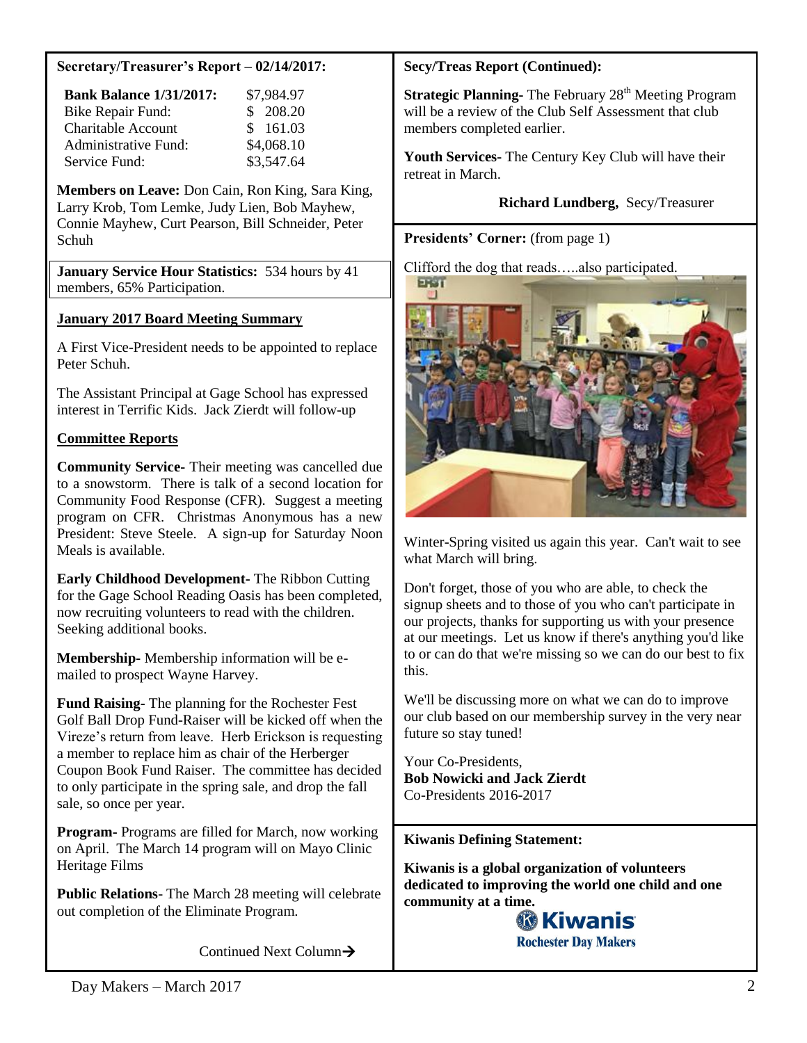**Secretary/Treasurer's Report – 02/14/2017:**

| | |
|---|---|
| **Bank Balance 1/31/2017:** | $7,984.97 |
| Bike Repair Fund: | $ 208.20 |
| Charitable Account | $ 161.03 |
| Administrative Fund: | $4,068.10 |
| Service Fund: | $3,547.64 |

**Members on Leave:** Don Cain, Ron King, Sara King, Larry Krob, Tom Lemke, Judy Lien, Bob Mayhew, Connie Mayhew, Curt Pearson, Bill Schneider, Peter Schuh

**January Service Hour Statistics:** 534 hours by 41 members, 65% Participation.

**January 2017 Board Meeting Summary**

A First Vice-President needs to be appointed to replace Peter Schuh.

The Assistant Principal at Gage School has expressed interest in Terrific Kids. Jack Zierdt will follow-up

**Committee Reports**

**Community Service-** Their meeting was cancelled due to a snowstorm. There is talk of a second location for Community Food Response (CFR). Suggest a meeting program on CFR. Christmas Anonymous has a new President: Steve Steele. A sign-up for Saturday Noon Meals is available.

**Early Childhood Development-** The Ribbon Cutting for the Gage School Reading Oasis has been completed, now recruiting volunteers to read with the children. Seeking additional books.

**Membership-** Membership information will be e-mailed to prospect Wayne Harvey.

**Fund Raising-** The planning for the Rochester Fest Golf Ball Drop Fund-Raiser will be kicked off when the Vireze's return from leave. Herb Erickson is requesting a member to replace him as chair of the Herberger Coupon Book Fund Raiser. The committee has decided to only participate in the spring sale, and drop the fall sale, so once per year.

**Program-** Programs are filled for March, now working on April. The March 14 program will on Mayo Clinic Heritage Films

**Public Relations**- The March 28 meeting will celebrate out completion of the Eliminate Program.

Continued Next Column→

**Secy/Treas Report (Continued):**

**Strategic Planning-** The February 28th Meeting Program will be a review of the Club Self Assessment that club members completed earlier.

**Youth Services-** The Century Key Club will have their retreat in March.

**Richard Lundberg,** Secy/Treasurer

**Presidents' Corner:** (from page 1)

Clifford the dog that reads…..also participated.

Winter-Spring visited us again this year. Can't wait to see what March will bring.

Don't forget, those of you who are able, to check the signup sheets and to those of you who can't participate in our projects, thanks for supporting us with your presence at our meetings. Let us know if there's anything you'd like to or can do that we're missing so we can do our best to fix this.

We'll be discussing more on what we can do to improve our club based on our membership survey in the very near future so stay tuned!

Your Co-Presidents,
**Bob Nowicki and Jack Zierdt**
Co-Presidents 2016-2017

**Kiwanis Defining Statement:**

**Kiwanis is a global organization of volunteers dedicated to improving the world one child and one community at a time.**

Kiwanis
Rochester Day Makers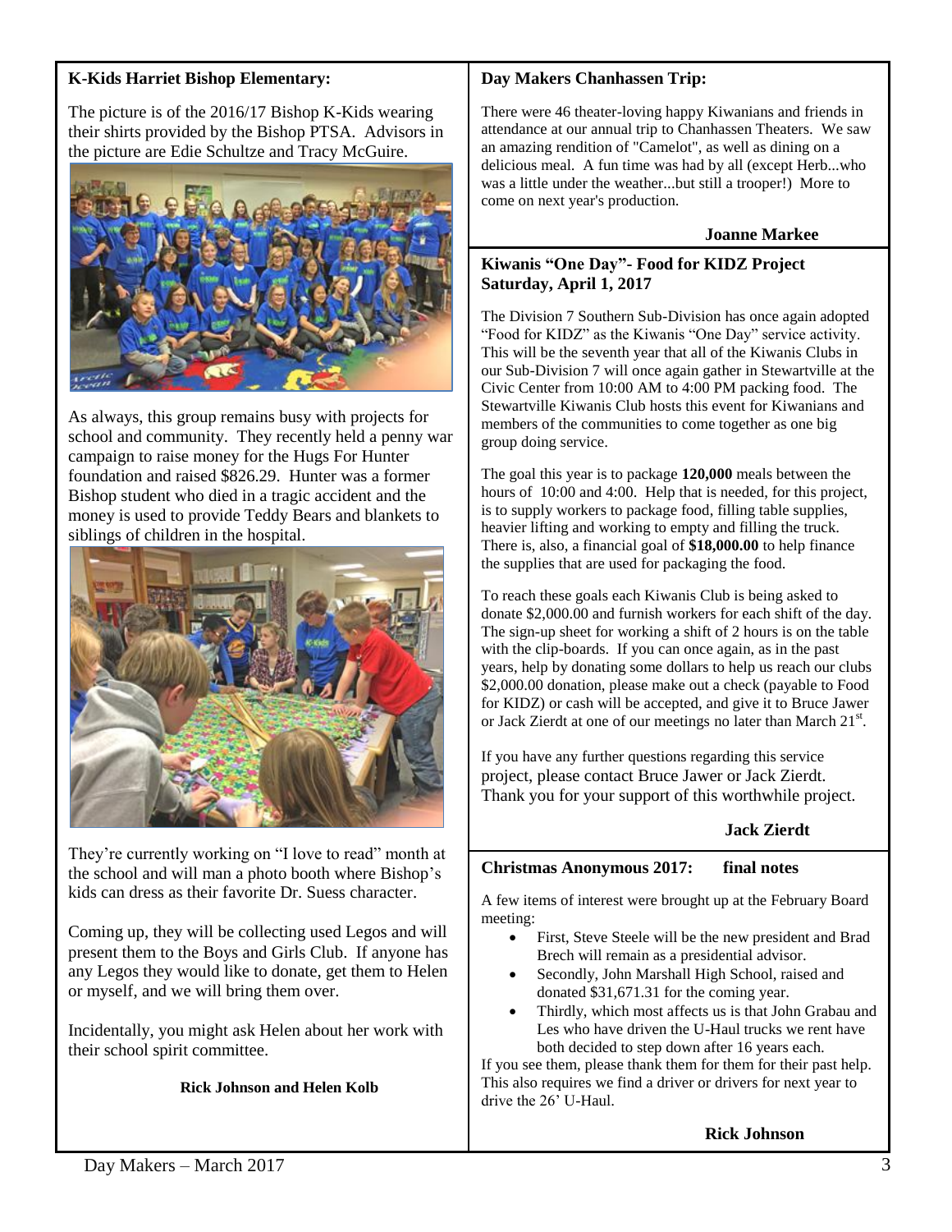**K-Kids Harriet Bishop Elementary:**

The picture is of the 2016/17 Bishop K-Kids wearing their shirts provided by the Bishop PTSA. Advisors in the picture are Edie Schultze and Tracy McGuire.

As always, this group remains busy with projects for school and community. They recently held a penny war campaign to raise money for the Hugs For Hunter foundation and raised $826.29. Hunter was a former Bishop student who died in a tragic accident and the money is used to provide Teddy Bears and blankets to siblings of children in the hospital.

They're currently working on "I love to read" month at the school and will man a photo booth where Bishop's kids can dress as their favorite Dr. Suess character.

Coming up, they will be collecting used Legos and will present them to the Boys and Girls Club. If anyone has any Legos they would like to donate, get them to Helen or myself, and we will bring them over.

Incidentally, you might ask Helen about her work with their school spirit committee.

**Rick Johnson and Helen Kolb**

**Day Makers Chanhassen Trip:**

There were 46 theater-loving happy Kiwanians and friends in attendance at our annual trip to Chanhassen Theaters. We saw an amazing rendition of "Camelot", as well as dining on a delicious meal. A fun time was had by all (except Herb...who was a little under the weather...but still a trooper!) More to come on next year's production.

**Joanne Markee**

**Kiwanis "One Day"- Food for KIDZ Project Saturday, April 1, 2017**

The Division 7 Southern Sub-Division has once again adopted "Food for KIDZ" as the Kiwanis "One Day" service activity. This will be the seventh year that all of the Kiwanis Clubs in our Sub-Division 7 will once again gather in Stewartville at the Civic Center from 10:00 AM to 4:00 PM packing food. The Stewartville Kiwanis Club hosts this event for Kiwanians and members of the communities to come together as one big group doing service.

The goal this year is to package **120,000** meals between the hours of 10:00 and 4:00. Help that is needed, for this project, is to supply workers to package food, filling table supplies, heavier lifting and working to empty and filling the truck. There is, also, a financial goal of **$18,000.00** to help finance the supplies that are used for packaging the food.

To reach these goals each Kiwanis Club is being asked to donate $2,000.00 and furnish workers for each shift of the day. The sign-up sheet for working a shift of 2 hours is on the table with the clip-boards. If you can once again, as in the past years, help by donating some dollars to help us reach our clubs $2,000.00 donation, please make out a check (payable to Food for KIDZ) or cash will be accepted, and give it to Bruce Jawer or Jack Zierdt at one of our meetings no later than March 21st.

If you have any further questions regarding this service project, please contact Bruce Jawer or Jack Zierdt. Thank you for your support of this worthwhile project.

**Jack Zierdt**

**Christmas Anonymous 2017: final notes**

A few items of interest were brought up at the February Board meeting:

- First, Steve Steele will be the new president and Brad Brech will remain as a presidential advisor.
- Secondly, John Marshall High School, raised and donated $31,671.31 for the coming year.
- Thirdly, which most affects us is that John Grabau and Les who have driven the U-Haul trucks we rent have both decided to step down after 16 years each.

If you see them, please thank them for them for their past help. This also requires we find a driver or drivers for next year to drive the 26' U-Haul.

**Rick Johnson**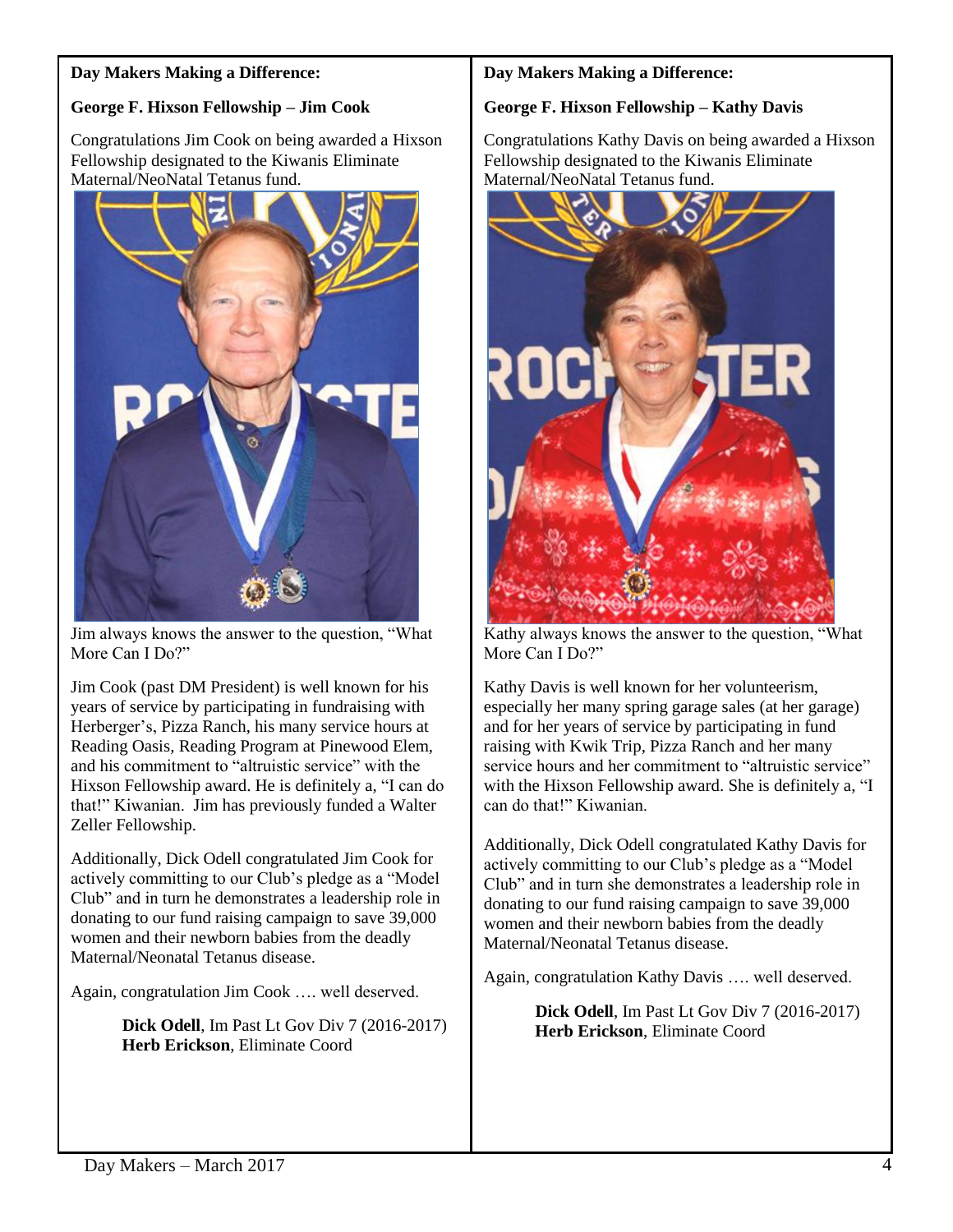**Day Makers Making a Difference:**

## George F. Hixson Fellowship – Jim Cook

Congratulations Jim Cook on being awarded a Hixson Fellowship designated to the Kiwanis Eliminate Maternal/NeoNatal Tetanus fund.

Jim always knows the answer to the question, "What More Can I Do?"

Jim Cook (past DM President) is well known for his years of service by participating in fundraising with Herberger's, Pizza Ranch, his many service hours at Reading Oasis, Reading Program at Pinewood Elem, and his commitment to "altruistic service" with the Hixson Fellowship award. He is definitely a, "I can do that!" Kiwanian. Jim has previously funded a Walter Zeller Fellowship.

Additionally, Dick Odell congratulated Jim Cook for actively committing to our Club's pledge as a "Model Club" and in turn he demonstrates a leadership role in donating to our fund raising campaign to save 39,000 women and their newborn babies from the deadly Maternal/Neonatal Tetanus disease.

Again, congratulation Jim Cook …. well deserved.

**Dick Odell**, Im Past Lt Gov Div 7 (2016-2017)
**Herb Erickson**, Eliminate Coord

**Day Makers Making a Difference:**

## George F. Hixson Fellowship – Kathy Davis

Congratulations Kathy Davis on being awarded a Hixson Fellowship designated to the Kiwanis Eliminate Maternal/NeoNatal Tetanus fund.

Kathy always knows the answer to the question, "What More Can I Do?"

Kathy Davis is well known for her volunteerism, especially her many spring garage sales (at her garage) and for her years of service by participating in fund raising with Kwik Trip, Pizza Ranch and her many service hours and her commitment to "altruistic service" with the Hixson Fellowship award. She is definitely a, "I can do that!" Kiwanian.

Additionally, Dick Odell congratulated Kathy Davis for actively committing to our Club's pledge as a "Model Club" and in turn she demonstrates a leadership role in donating to our fund raising campaign to save 39,000 women and their newborn babies from the deadly Maternal/Neonatal Tetanus disease.

Again, congratulation Kathy Davis …. well deserved.

**Dick Odell**, Im Past Lt Gov Div 7 (2016-2017)
**Herb Erickson**, Eliminate Coord